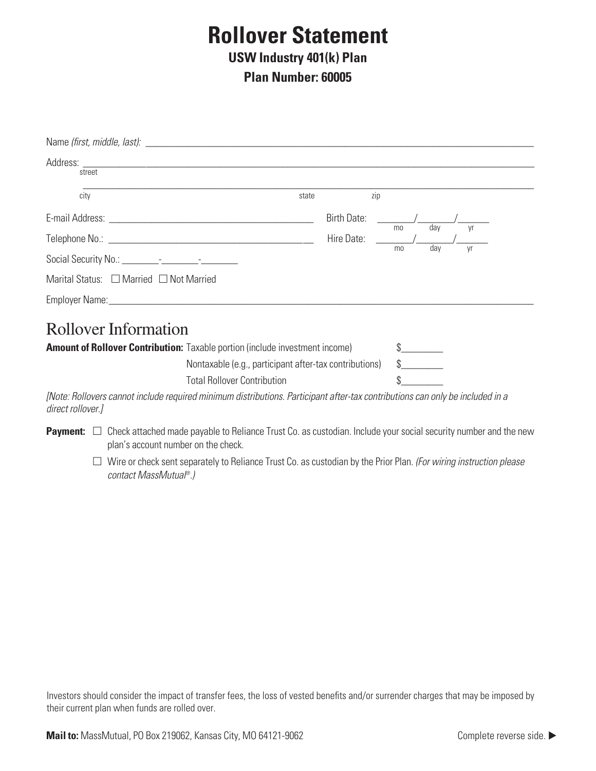# Rollover Statement

## USW Industry 401(k) Plan

## Plan Number: 60005

Name *(first, middle, last):* ______________________________________________

Address: ______________________________________________
street

______________________________________________
city state zip

E-mail Address: ______________________________ Birth Date: _____/_____/_____
mo day yr

Telephone No.: ______________________________ Hire Date: _____/_____/_____
mo day yr

Social Security No.: ________-________-________

Marital Status: ☐ Married ☐ Not Married

Employer Name: ______________________________________________

## Rollover Information

**Amount of Rollover Contribution:**

| | |
|---|---|
| Taxable portion (include investment income) | $________ |
| Nontaxable (e.g., participant after-tax contributions) | $________ |
| Total Rollover Contribution | $________ |

*[Note: Rollovers cannot include required minimum distributions. Participant after-tax contributions can only be included in a direct rollover.]*

**Payment:**

☐ Check attached made payable to Reliance Trust Co. as custodian. Include your social security number and the new plan's account number on the check.

☐ Wire or check sent separately to Reliance Trust Co. as custodian by the Prior Plan. *(For wiring instruction please contact MassMutual®.)*

Investors should consider the impact of transfer fees, the loss of vested benefits and/or surrender charges that may be imposed by their current plan when funds are rolled over.

**Mail to:** MassMutual, PO Box 219062, Kansas City, MO 64121-9062

Complete reverse side. ▶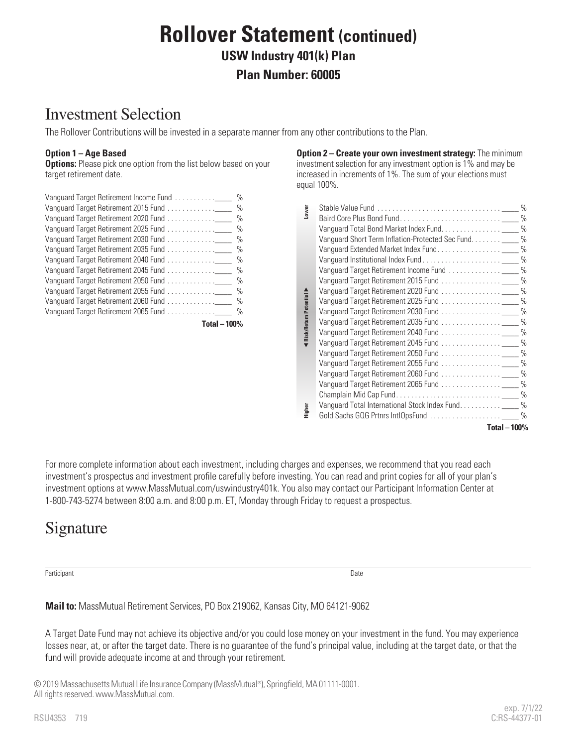# Rollover Statement (continued)

## USW Industry 401(k) Plan

## Plan Number: 60005

## Investment Selection

The Rollover Contributions will be invested in a separate manner from any other contributions to the Plan.

**Option 1 – Age Based**

**Options:** Please pick one option from the list below based on your target retirement date.

| | |
|---|---|
| Vanguard Target Retirement Income Fund | ____ % |
| Vanguard Target Retirement 2015 Fund | ____ % |
| Vanguard Target Retirement 2020 Fund | ____ % |
| Vanguard Target Retirement 2025 Fund | ____ % |
| Vanguard Target Retirement 2030 Fund | ____ % |
| Vanguard Target Retirement 2035 Fund | ____ % |
| Vanguard Target Retirement 2040 Fund | ____ % |
| Vanguard Target Retirement 2045 Fund | ____ % |
| Vanguard Target Retirement 2050 Fund | ____ % |
| Vanguard Target Retirement 2055 Fund | ____ % |
| Vanguard Target Retirement 2060 Fund | ____ % |
| Vanguard Target Retirement 2065 Fund | ____ % |
| | **Total – 100%** |

**Option 2 – Create your own investment strategy:** The minimum investment selection for any investment option is 1% and may be increased in increments of 1%. The sum of your elections must equal 100%.

◄ Risk/Return Potential ► (Lower to Higher)

| | |
|---|---|
| Stable Value Fund | ____ % |
| Baird Core Plus Bond Fund | ____ % |
| Vanguard Total Bond Market Index Fund | ____ % |
| Vanguard Short Term Inflation-Protected Sec Fund | ____ % |
| Vanguard Extended Market Index Fund | ____ % |
| Vanguard Institutional Index Fund | ____ % |
| Vanguard Target Retirement Income Fund | ____ % |
| Vanguard Target Retirement 2015 Fund | ____ % |
| Vanguard Target Retirement 2020 Fund | ____ % |
| Vanguard Target Retirement 2025 Fund | ____ % |
| Vanguard Target Retirement 2030 Fund | ____ % |
| Vanguard Target Retirement 2035 Fund | ____ % |
| Vanguard Target Retirement 2040 Fund | ____ % |
| Vanguard Target Retirement 2045 Fund | ____ % |
| Vanguard Target Retirement 2050 Fund | ____ % |
| Vanguard Target Retirement 2055 Fund | ____ % |
| Vanguard Target Retirement 2060 Fund | ____ % |
| Vanguard Target Retirement 2065 Fund | ____ % |
| Champlain Mid Cap Fund | ____ % |
| Vanguard Total International Stock Index Fund | ____ % |
| Gold Sachs GQG Prtnrs IntlOpsFund | ____ % |
| | **Total – 100%** |

For more complete information about each investment, including charges and expenses, we recommend that you read each investment's prospectus and investment profile carefully before investing. You can read and print copies for all of your plan's investment options at www.MassMutual.com/uswindustry401k. You also may contact our Participant Information Center at 1-800-743-5274 between 8:00 a.m. and 8:00 p.m. ET, Monday through Friday to request a prospectus.

## Signature

Participant _______________________ Date _______________________

**Mail to:** MassMutual Retirement Services, PO Box 219062, Kansas City, MO 64121-9062

A Target Date Fund may not achieve its objective and/or you could lose money on your investment in the fund. You may experience losses near, at, or after the target date. There is no guarantee of the fund's principal value, including at the target date, or that the fund will provide adequate income at and through your retirement.

© 2019 Massachusetts Mutual Life Insurance Company (MassMutual®), Springfield, MA 01111-0001. All rights reserved. www.MassMutual.com.

RSU4353 719

exp. 7/1/22
C:RS-44377-01